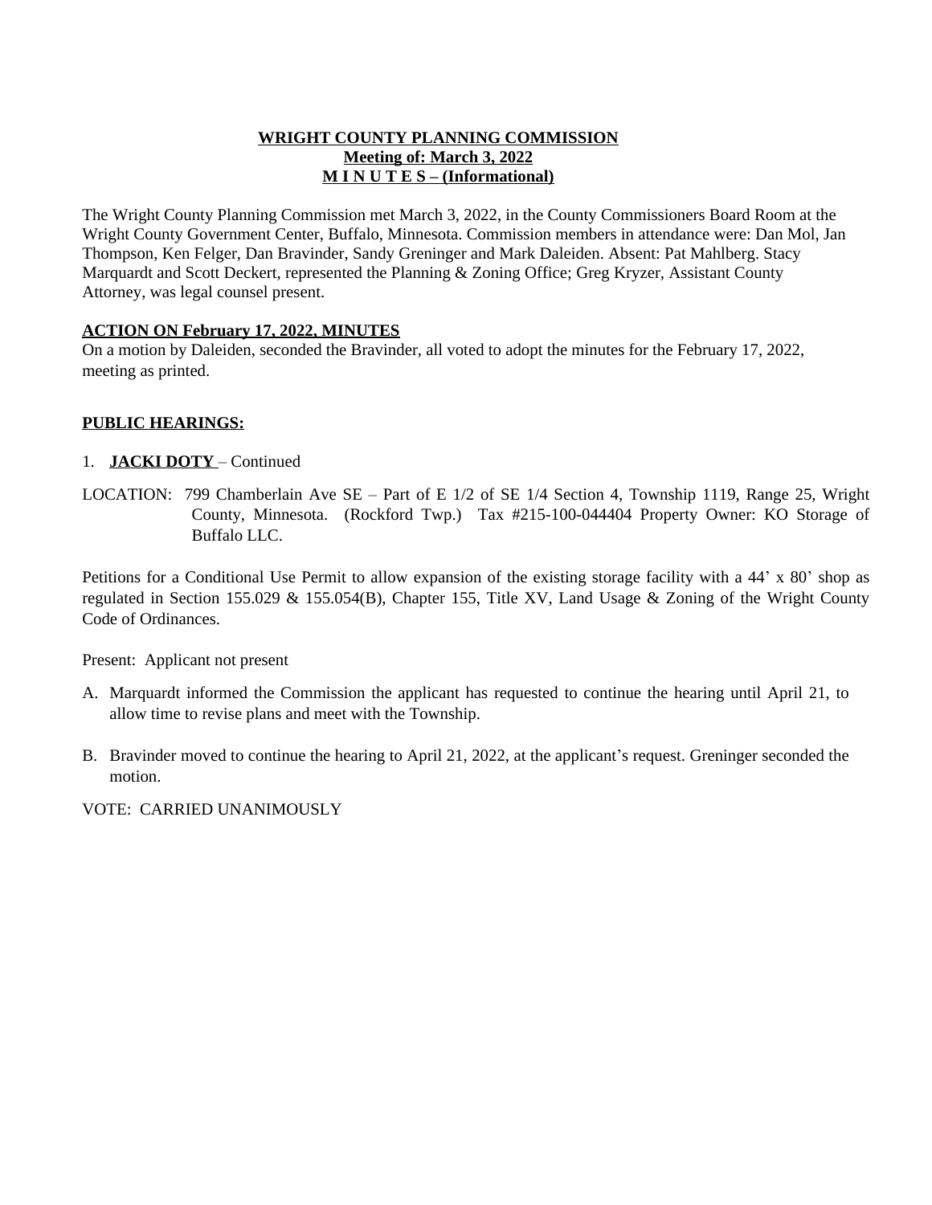**WRIGHT COUNTY PLANNING COMMISSION**
**Meeting of: March 3, 2022**
**M I N U T E S – (Informational)**

The Wright County Planning Commission met March 3, 2022, in the County Commissioners Board Room at the Wright County Government Center, Buffalo, Minnesota. Commission members in attendance were: Dan Mol, Jan Thompson, Ken Felger, Dan Bravinder, Sandy Greninger and Mark Daleiden. Absent: Pat Mahlberg. Stacy Marquardt and Scott Deckert, represented the Planning & Zoning Office; Greg Kryzer, Assistant County Attorney, was legal counsel present.

**ACTION ON February 17, 2022, MINUTES**

On a motion by Daleiden, seconded the Bravinder, all voted to adopt the minutes for the February 17, 2022, meeting as printed.

**PUBLIC HEARINGS:**

1. **JACKI DOTY** – Continued

LOCATION: 799 Chamberlain Ave SE – Part of E 1/2 of SE 1/4 Section 4, Township 1119, Range 25, Wright County, Minnesota. (Rockford Twp.) Tax #215-100-044404 Property Owner: KO Storage of Buffalo LLC.

Petitions for a Conditional Use Permit to allow expansion of the existing storage facility with a 44' x 80' shop as regulated in Section 155.029 & 155.054(B), Chapter 155, Title XV, Land Usage & Zoning of the Wright County Code of Ordinances.

Present: Applicant not present

A. Marquardt informed the Commission the applicant has requested to continue the hearing until April 21, to allow time to revise plans and meet with the Township.

B. Bravinder moved to continue the hearing to April 21, 2022, at the applicant's request. Greninger seconded the motion.

VOTE: CARRIED UNANIMOUSLY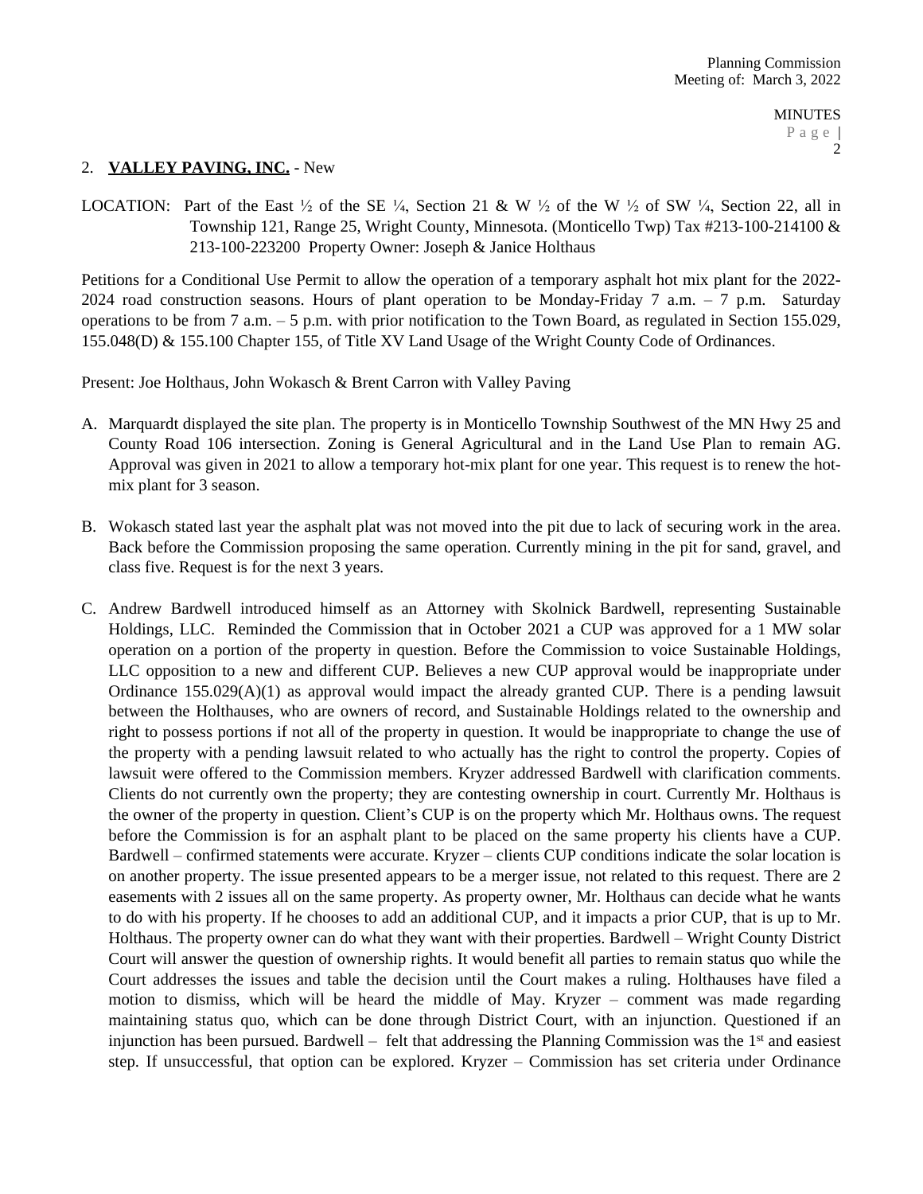2. **VALLEY PAVING, INC.** - New

LOCATION: Part of the East ½ of the SE ¼, Section 21 & W ½ of the W ½ of SW ¼, Section 22, all in Township 121, Range 25, Wright County, Minnesota. (Monticello Twp) Tax #213-100-214100 & 213-100-223200 Property Owner: Joseph & Janice Holthaus

Petitions for a Conditional Use Permit to allow the operation of a temporary asphalt hot mix plant for the 2022-2024 road construction seasons. Hours of plant operation to be Monday-Friday 7 a.m. – 7 p.m. Saturday operations to be from 7 a.m. – 5 p.m. with prior notification to the Town Board, as regulated in Section 155.029, 155.048(D) & 155.100 Chapter 155, of Title XV Land Usage of the Wright County Code of Ordinances.

Present: Joe Holthaus, John Wokasch & Brent Carron with Valley Paving

A. Marquardt displayed the site plan. The property is in Monticello Township Southwest of the MN Hwy 25 and County Road 106 intersection. Zoning is General Agricultural and in the Land Use Plan to remain AG. Approval was given in 2021 to allow a temporary hot-mix plant for one year. This request is to renew the hot-mix plant for 3 season.

B. Wokasch stated last year the asphalt plat was not moved into the pit due to lack of securing work in the area. Back before the Commission proposing the same operation. Currently mining in the pit for sand, gravel, and class five. Request is for the next 3 years.

C. Andrew Bardwell introduced himself as an Attorney with Skolnick Bardwell, representing Sustainable Holdings, LLC. Reminded the Commission that in October 2021 a CUP was approved for a 1 MW solar operation on a portion of the property in question. Before the Commission to voice Sustainable Holdings, LLC opposition to a new and different CUP. Believes a new CUP approval would be inappropriate under Ordinance 155.029(A)(1) as approval would impact the already granted CUP. There is a pending lawsuit between the Holthauses, who are owners of record, and Sustainable Holdings related to the ownership and right to possess portions if not all of the property in question. It would be inappropriate to change the use of the property with a pending lawsuit related to who actually has the right to control the property. Copies of lawsuit were offered to the Commission members. Kryzer addressed Bardwell with clarification comments. Clients do not currently own the property; they are contesting ownership in court. Currently Mr. Holthaus is the owner of the property in question. Client's CUP is on the property which Mr. Holthaus owns. The request before the Commission is for an asphalt plant to be placed on the same property his clients have a CUP. Bardwell – confirmed statements were accurate. Kryzer – clients CUP conditions indicate the solar location is on another property. The issue presented appears to be a merger issue, not related to this request. There are 2 easements with 2 issues all on the same property. As property owner, Mr. Holthaus can decide what he wants to do with his property. If he chooses to add an additional CUP, and it impacts a prior CUP, that is up to Mr. Holthaus. The property owner can do what they want with their properties. Bardwell – Wright County District Court will answer the question of ownership rights. It would benefit all parties to remain status quo while the Court addresses the issues and table the decision until the Court makes a ruling. Holthauses have filed a motion to dismiss, which will be heard the middle of May. Kryzer – comment was made regarding maintaining status quo, which can be done through District Court, with an injunction. Questioned if an injunction has been pursued. Bardwell – felt that addressing the Planning Commission was the 1st and easiest step. If unsuccessful, that option can be explored. Kryzer – Commission has set criteria under Ordinance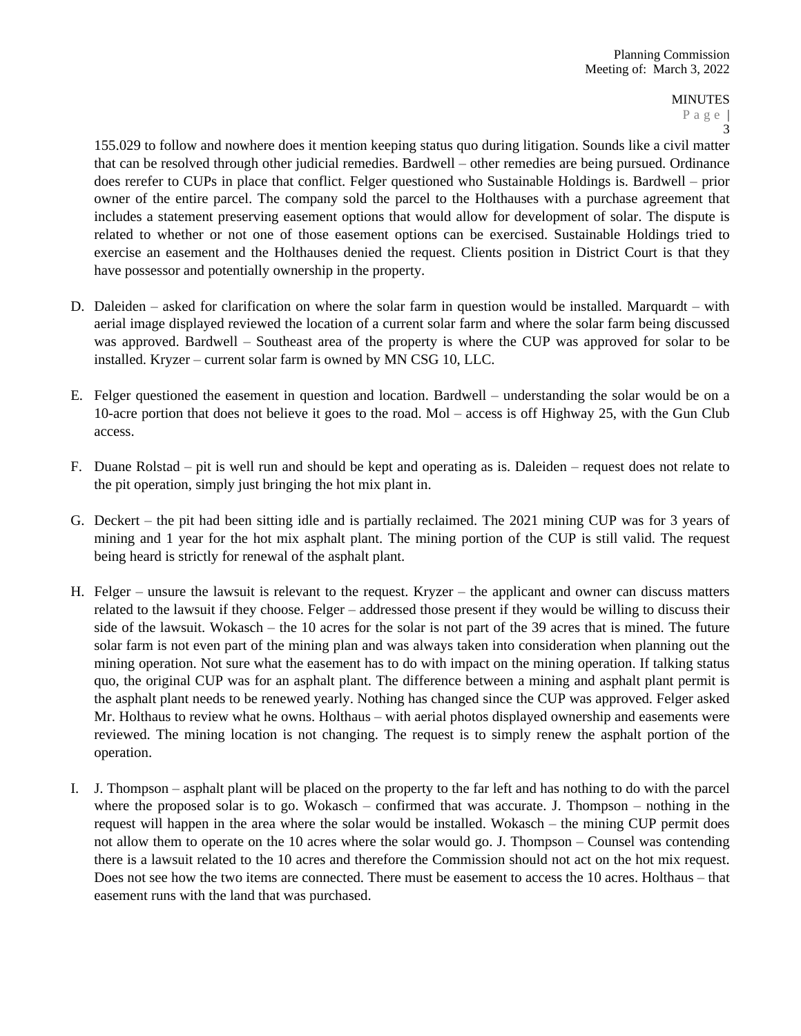155.029 to follow and nowhere does it mention keeping status quo during litigation. Sounds like a civil matter that can be resolved through other judicial remedies. Bardwell – other remedies are being pursued. Ordinance does rerefer to CUPs in place that conflict. Felger questioned who Sustainable Holdings is. Bardwell – prior owner of the entire parcel. The company sold the parcel to the Holthauses with a purchase agreement that includes a statement preserving easement options that would allow for development of solar. The dispute is related to whether or not one of those easement options can be exercised. Sustainable Holdings tried to exercise an easement and the Holthauses denied the request. Clients position in District Court is that they have possessor and potentially ownership in the property.

D. Daleiden – asked for clarification on where the solar farm in question would be installed. Marquardt – with aerial image displayed reviewed the location of a current solar farm and where the solar farm being discussed was approved. Bardwell – Southeast area of the property is where the CUP was approved for solar to be installed. Kryzer – current solar farm is owned by MN CSG 10, LLC.

E. Felger questioned the easement in question and location. Bardwell – understanding the solar would be on a 10-acre portion that does not believe it goes to the road. Mol – access is off Highway 25, with the Gun Club access.

F. Duane Rolstad – pit is well run and should be kept and operating as is. Daleiden – request does not relate to the pit operation, simply just bringing the hot mix plant in.

G. Deckert – the pit had been sitting idle and is partially reclaimed. The 2021 mining CUP was for 3 years of mining and 1 year for the hot mix asphalt plant. The mining portion of the CUP is still valid. The request being heard is strictly for renewal of the asphalt plant.

H. Felger – unsure the lawsuit is relevant to the request. Kryzer – the applicant and owner can discuss matters related to the lawsuit if they choose. Felger – addressed those present if they would be willing to discuss their side of the lawsuit. Wokasch – the 10 acres for the solar is not part of the 39 acres that is mined. The future solar farm is not even part of the mining plan and was always taken into consideration when planning out the mining operation. Not sure what the easement has to do with impact on the mining operation. If talking status quo, the original CUP was for an asphalt plant. The difference between a mining and asphalt plant permit is the asphalt plant needs to be renewed yearly. Nothing has changed since the CUP was approved. Felger asked Mr. Holthaus to review what he owns. Holthaus – with aerial photos displayed ownership and easements were reviewed. The mining location is not changing. The request is to simply renew the asphalt portion of the operation.

I. J. Thompson – asphalt plant will be placed on the property to the far left and has nothing to do with the parcel where the proposed solar is to go. Wokasch – confirmed that was accurate. J. Thompson – nothing in the request will happen in the area where the solar would be installed. Wokasch – the mining CUP permit does not allow them to operate on the 10 acres where the solar would go. J. Thompson – Counsel was contending there is a lawsuit related to the 10 acres and therefore the Commission should not act on the hot mix request. Does not see how the two items are connected. There must be easement to access the 10 acres. Holthaus – that easement runs with the land that was purchased.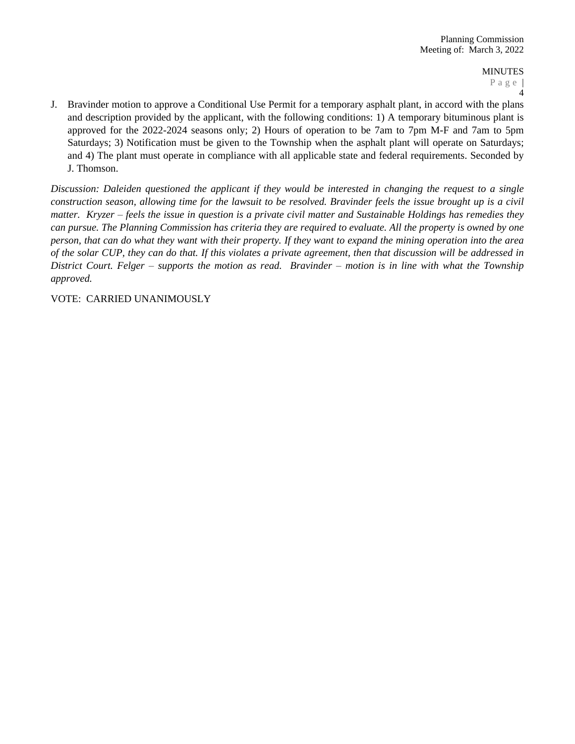J. Bravinder motion to approve a Conditional Use Permit for a temporary asphalt plant, in accord with the plans and description provided by the applicant, with the following conditions: 1) A temporary bituminous plant is approved for the 2022-2024 seasons only; 2) Hours of operation to be 7am to 7pm M-F and 7am to 5pm Saturdays; 3) Notification must be given to the Township when the asphalt plant will operate on Saturdays; and 4) The plant must operate in compliance with all applicable state and federal requirements. Seconded by J. Thomson.

*Discussion: Daleiden questioned the applicant if they would be interested in changing the request to a single construction season, allowing time for the lawsuit to be resolved. Bravinder feels the issue brought up is a civil matter. Kryzer – feels the issue in question is a private civil matter and Sustainable Holdings has remedies they can pursue. The Planning Commission has criteria they are required to evaluate. All the property is owned by one person, that can do what they want with their property. If they want to expand the mining operation into the area of the solar CUP, they can do that. If this violates a private agreement, then that discussion will be addressed in District Court. Felger – supports the motion as read. Bravinder – motion is in line with what the Township approved.*

VOTE: CARRIED UNANIMOUSLY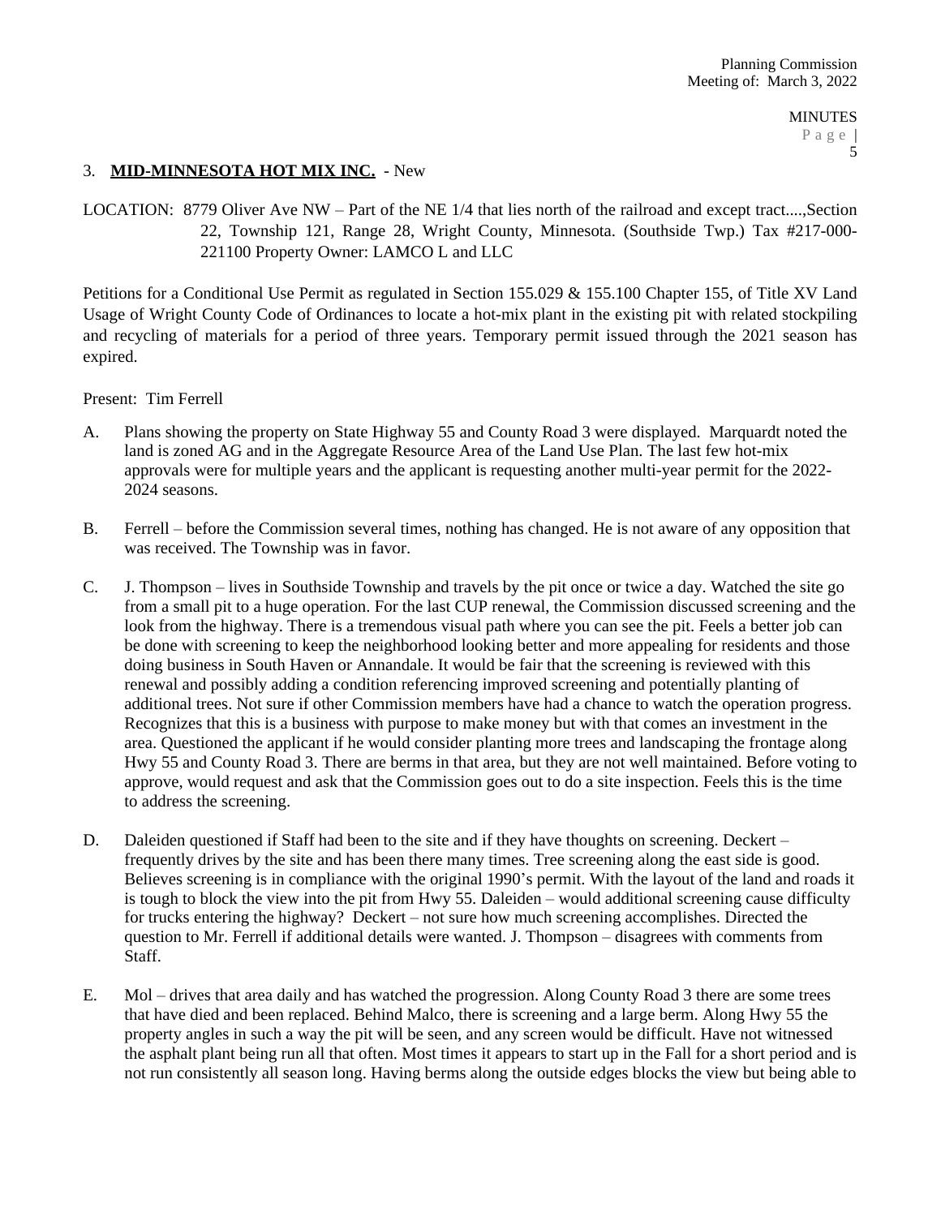3. **MID-MINNESOTA HOT MIX INC.** - New

LOCATION: 8779 Oliver Ave NW – Part of the NE 1/4 that lies north of the railroad and except tract....,Section 22, Township 121, Range 28, Wright County, Minnesota. (Southside Twp.) Tax #217-000-221100 Property Owner: LAMCO L and LLC

Petitions for a Conditional Use Permit as regulated in Section 155.029 & 155.100 Chapter 155, of Title XV Land Usage of Wright County Code of Ordinances to locate a hot-mix plant in the existing pit with related stockpiling and recycling of materials for a period of three years. Temporary permit issued through the 2021 season has expired.

Present: Tim Ferrell

A. Plans showing the property on State Highway 55 and County Road 3 were displayed. Marquardt noted the land is zoned AG and in the Aggregate Resource Area of the Land Use Plan. The last few hot-mix approvals were for multiple years and the applicant is requesting another multi-year permit for the 2022-2024 seasons.

B. Ferrell – before the Commission several times, nothing has changed. He is not aware of any opposition that was received. The Township was in favor.

C. J. Thompson – lives in Southside Township and travels by the pit once or twice a day. Watched the site go from a small pit to a huge operation. For the last CUP renewal, the Commission discussed screening and the look from the highway. There is a tremendous visual path where you can see the pit. Feels a better job can be done with screening to keep the neighborhood looking better and more appealing for residents and those doing business in South Haven or Annandale. It would be fair that the screening is reviewed with this renewal and possibly adding a condition referencing improved screening and potentially planting of additional trees. Not sure if other Commission members have had a chance to watch the operation progress. Recognizes that this is a business with purpose to make money but with that comes an investment in the area. Questioned the applicant if he would consider planting more trees and landscaping the frontage along Hwy 55 and County Road 3. There are berms in that area, but they are not well maintained. Before voting to approve, would request and ask that the Commission goes out to do a site inspection. Feels this is the time to address the screening.

D. Daleiden questioned if Staff had been to the site and if they have thoughts on screening. Deckert – frequently drives by the site and has been there many times. Tree screening along the east side is good. Believes screening is in compliance with the original 1990's permit. With the layout of the land and roads it is tough to block the view into the pit from Hwy 55. Daleiden – would additional screening cause difficulty for trucks entering the highway? Deckert – not sure how much screening accomplishes. Directed the question to Mr. Ferrell if additional details were wanted. J. Thompson – disagrees with comments from Staff.

E. Mol – drives that area daily and has watched the progression. Along County Road 3 there are some trees that have died and been replaced. Behind Malco, there is screening and a large berm. Along Hwy 55 the property angles in such a way the pit will be seen, and any screen would be difficult. Have not witnessed the asphalt plant being run all that often. Most times it appears to start up in the Fall for a short period and is not run consistently all season long. Having berms along the outside edges blocks the view but being able to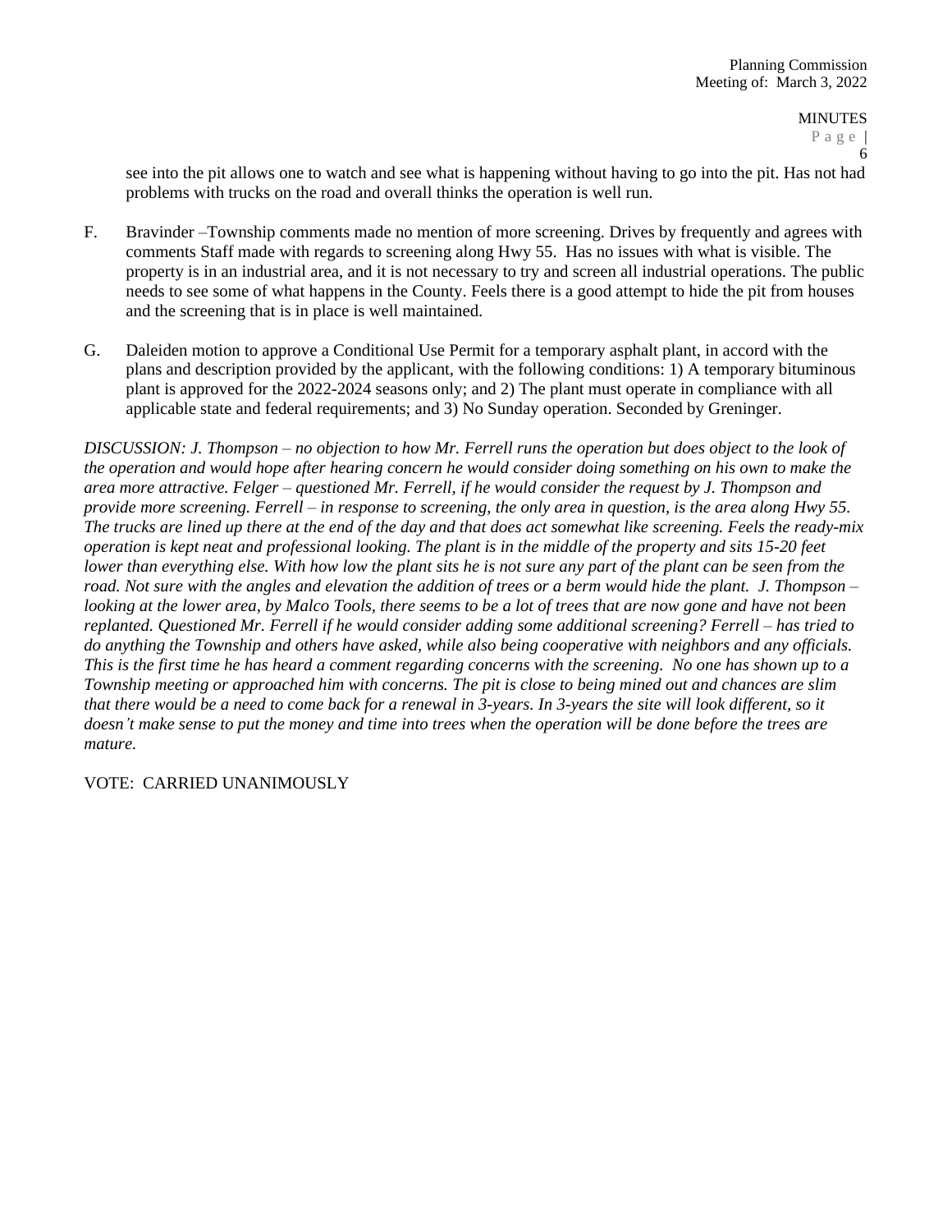see into the pit allows one to watch and see what is happening without having to go into the pit. Has not had problems with trucks on the road and overall thinks the operation is well run.

F. Bravinder –Township comments made no mention of more screening. Drives by frequently and agrees with comments Staff made with regards to screening along Hwy 55. Has no issues with what is visible. The property is in an industrial area, and it is not necessary to try and screen all industrial operations. The public needs to see some of what happens in the County. Feels there is a good attempt to hide the pit from houses and the screening that is in place is well maintained.

G. Daleiden motion to approve a Conditional Use Permit for a temporary asphalt plant, in accord with the plans and description provided by the applicant, with the following conditions: 1) A temporary bituminous plant is approved for the 2022-2024 seasons only; and 2) The plant must operate in compliance with all applicable state and federal requirements; and 3) No Sunday operation. Seconded by Greninger.

*DISCUSSION: J. Thompson – no objection to how Mr. Ferrell runs the operation but does object to the look of the operation and would hope after hearing concern he would consider doing something on his own to make the area more attractive. Felger – questioned Mr. Ferrell, if he would consider the request by J. Thompson and provide more screening. Ferrell – in response to screening, the only area in question, is the area along Hwy 55. The trucks are lined up there at the end of the day and that does act somewhat like screening. Feels the ready-mix operation is kept neat and professional looking. The plant is in the middle of the property and sits 15-20 feet lower than everything else. With how low the plant sits he is not sure any part of the plant can be seen from the road. Not sure with the angles and elevation the addition of trees or a berm would hide the plant. J. Thompson – looking at the lower area, by Malco Tools, there seems to be a lot of trees that are now gone and have not been replanted. Questioned Mr. Ferrell if he would consider adding some additional screening? Ferrell – has tried to do anything the Township and others have asked, while also being cooperative with neighbors and any officials. This is the first time he has heard a comment regarding concerns with the screening. No one has shown up to a Township meeting or approached him with concerns. The pit is close to being mined out and chances are slim that there would be a need to come back for a renewal in 3-years. In 3-years the site will look different, so it doesn't make sense to put the money and time into trees when the operation will be done before the trees are mature.*

VOTE: CARRIED UNANIMOUSLY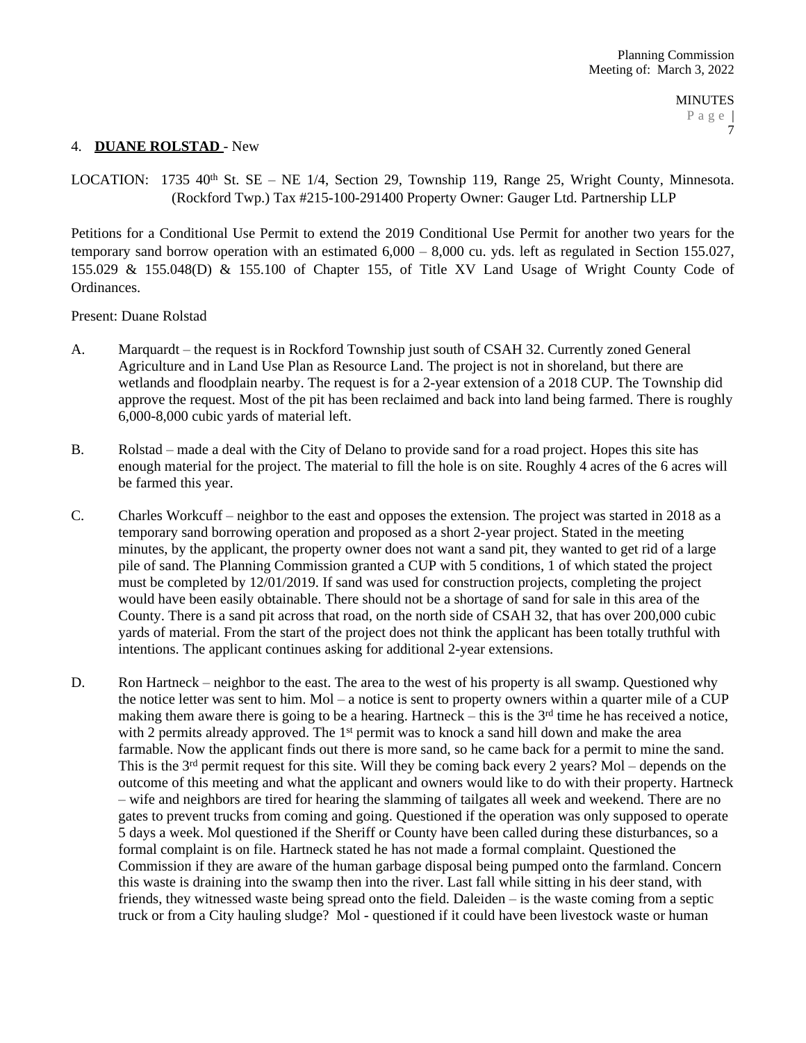4. **DUANE ROLSTAD** - New

LOCATION: 1735 40th St. SE – NE 1/4, Section 29, Township 119, Range 25, Wright County, Minnesota. (Rockford Twp.) Tax #215-100-291400 Property Owner: Gauger Ltd. Partnership LLP

Petitions for a Conditional Use Permit to extend the 2019 Conditional Use Permit for another two years for the temporary sand borrow operation with an estimated 6,000 – 8,000 cu. yds. left as regulated in Section 155.027, 155.029 & 155.048(D) & 155.100 of Chapter 155, of Title XV Land Usage of Wright County Code of Ordinances.

Present: Duane Rolstad

A. Marquardt – the request is in Rockford Township just south of CSAH 32. Currently zoned General Agriculture and in Land Use Plan as Resource Land. The project is not in shoreland, but there are wetlands and floodplain nearby. The request is for a 2-year extension of a 2018 CUP. The Township did approve the request. Most of the pit has been reclaimed and back into land being farmed. There is roughly 6,000-8,000 cubic yards of material left.

B. Rolstad – made a deal with the City of Delano to provide sand for a road project. Hopes this site has enough material for the project. The material to fill the hole is on site. Roughly 4 acres of the 6 acres will be farmed this year.

C. Charles Workcuff – neighbor to the east and opposes the extension. The project was started in 2018 as a temporary sand borrowing operation and proposed as a short 2-year project. Stated in the meeting minutes, by the applicant, the property owner does not want a sand pit, they wanted to get rid of a large pile of sand. The Planning Commission granted a CUP with 5 conditions, 1 of which stated the project must be completed by 12/01/2019. If sand was used for construction projects, completing the project would have been easily obtainable. There should not be a shortage of sand for sale in this area of the County. There is a sand pit across that road, on the north side of CSAH 32, that has over 200,000 cubic yards of material. From the start of the project does not think the applicant has been totally truthful with intentions. The applicant continues asking for additional 2-year extensions.

D. Ron Hartneck – neighbor to the east. The area to the west of his property is all swamp. Questioned why the notice letter was sent to him. Mol – a notice is sent to property owners within a quarter mile of a CUP making them aware there is going to be a hearing. Hartneck – this is the 3rd time he has received a notice, with 2 permits already approved. The 1st permit was to knock a sand hill down and make the area farmable. Now the applicant finds out there is more sand, so he came back for a permit to mine the sand. This is the 3rd permit request for this site. Will they be coming back every 2 years? Mol – depends on the outcome of this meeting and what the applicant and owners would like to do with their property. Hartneck – wife and neighbors are tired for hearing the slamming of tailgates all week and weekend. There are no gates to prevent trucks from coming and going. Questioned if the operation was only supposed to operate 5 days a week. Mol questioned if the Sheriff or County have been called during these disturbances, so a formal complaint is on file. Hartneck stated he has not made a formal complaint. Questioned the Commission if they are aware of the human garbage disposal being pumped onto the farmland. Concern this waste is draining into the swamp then into the river. Last fall while sitting in his deer stand, with friends, they witnessed waste being spread onto the field. Daleiden – is the waste coming from a septic truck or from a City hauling sludge? Mol - questioned if it could have been livestock waste or human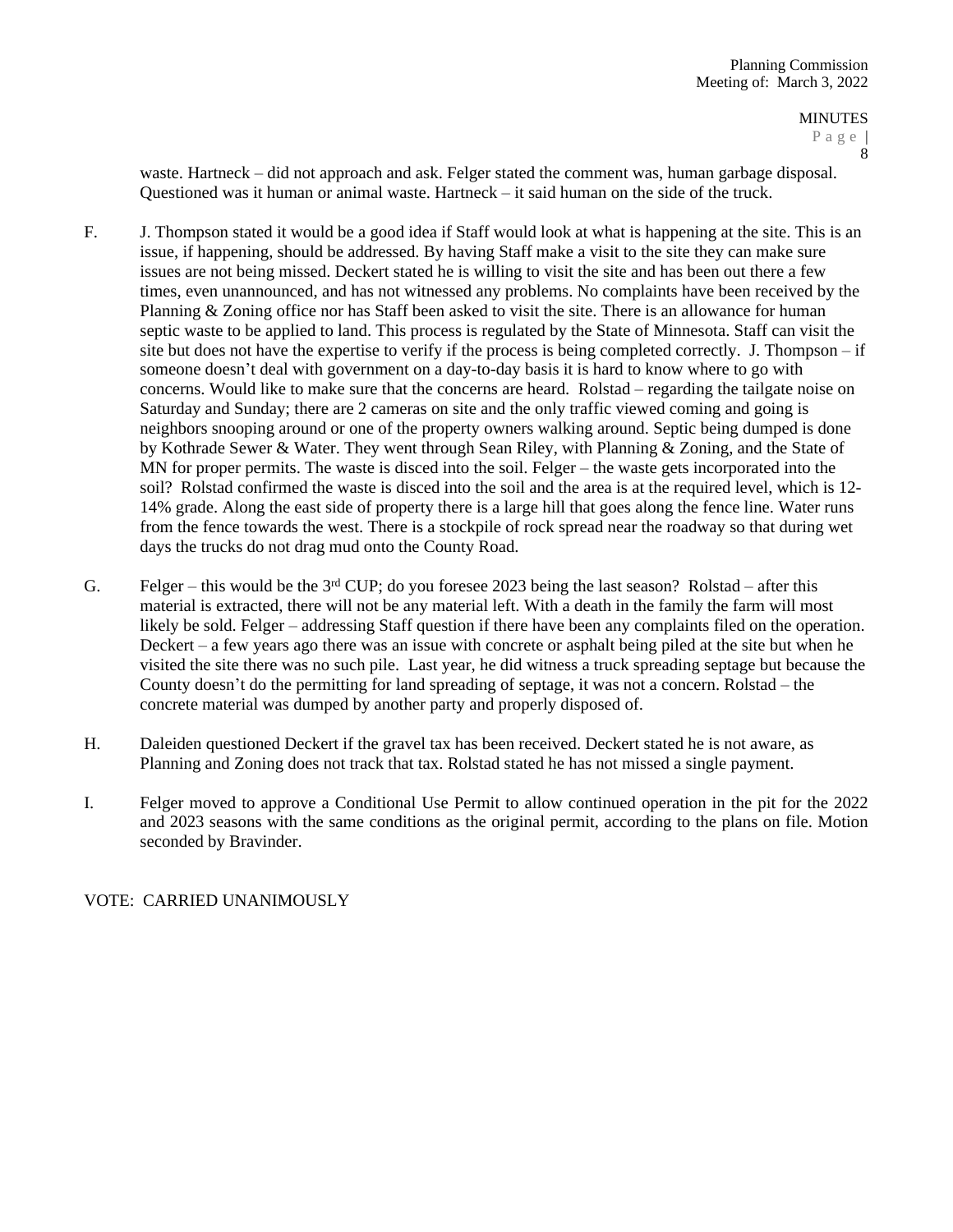waste. Hartneck – did not approach and ask. Felger stated the comment was, human garbage disposal. Questioned was it human or animal waste. Hartneck – it said human on the side of the truck.

F. J. Thompson stated it would be a good idea if Staff would look at what is happening at the site. This is an issue, if happening, should be addressed. By having Staff make a visit to the site they can make sure issues are not being missed. Deckert stated he is willing to visit the site and has been out there a few times, even unannounced, and has not witnessed any problems. No complaints have been received by the Planning & Zoning office nor has Staff been asked to visit the site. There is an allowance for human septic waste to be applied to land. This process is regulated by the State of Minnesota. Staff can visit the site but does not have the expertise to verify if the process is being completed correctly. J. Thompson – if someone doesn't deal with government on a day-to-day basis it is hard to know where to go with concerns. Would like to make sure that the concerns are heard. Rolstad – regarding the tailgate noise on Saturday and Sunday; there are 2 cameras on site and the only traffic viewed coming and going is neighbors snooping around or one of the property owners walking around. Septic being dumped is done by Kothrade Sewer & Water. They went through Sean Riley, with Planning & Zoning, and the State of MN for proper permits. The waste is disced into the soil. Felger – the waste gets incorporated into the soil? Rolstad confirmed the waste is disced into the soil and the area is at the required level, which is 12-14% grade. Along the east side of property there is a large hill that goes along the fence line. Water runs from the fence towards the west. There is a stockpile of rock spread near the roadway so that during wet days the trucks do not drag mud onto the County Road.

G. Felger – this would be the 3rd CUP; do you foresee 2023 being the last season? Rolstad – after this material is extracted, there will not be any material left. With a death in the family the farm will most likely be sold. Felger – addressing Staff question if there have been any complaints filed on the operation. Deckert – a few years ago there was an issue with concrete or asphalt being piled at the site but when he visited the site there was no such pile. Last year, he did witness a truck spreading septage but because the County doesn't do the permitting for land spreading of septage, it was not a concern. Rolstad – the concrete material was dumped by another party and properly disposed of.

H. Daleiden questioned Deckert if the gravel tax has been received. Deckert stated he is not aware, as Planning and Zoning does not track that tax. Rolstad stated he has not missed a single payment.

I. Felger moved to approve a Conditional Use Permit to allow continued operation in the pit for the 2022 and 2023 seasons with the same conditions as the original permit, according to the plans on file. Motion seconded by Bravinder.

VOTE: CARRIED UNANIMOUSLY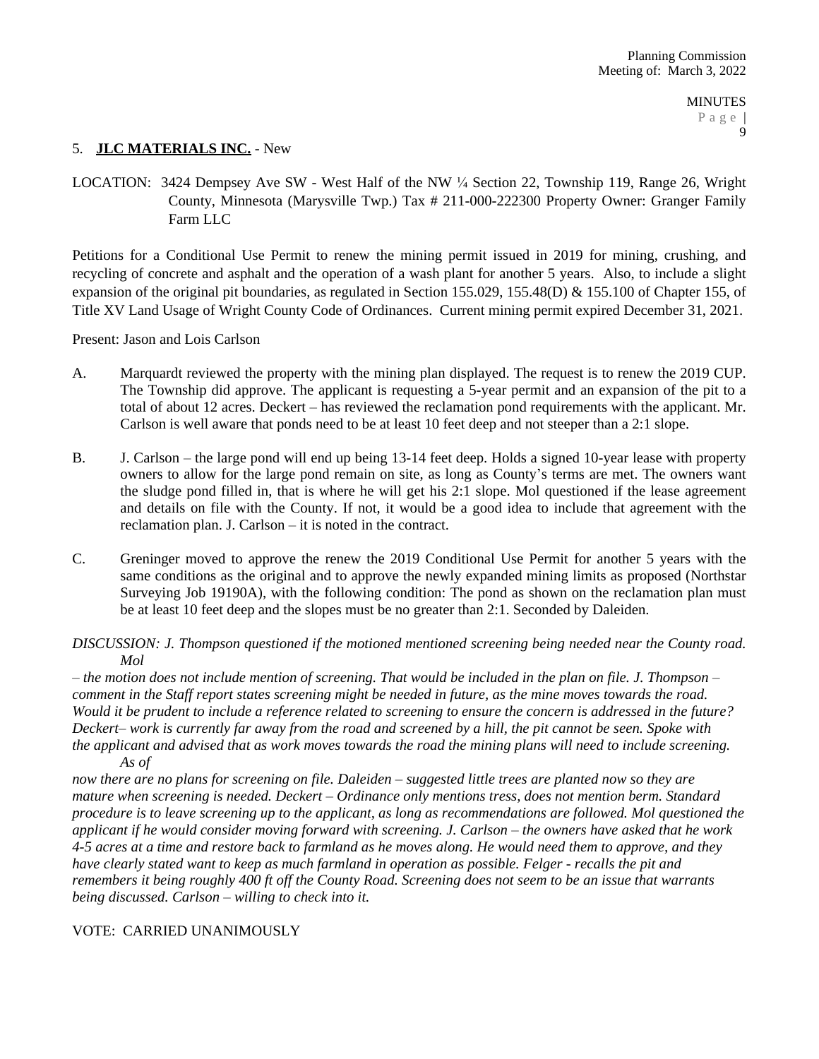5. **JLC MATERIALS INC.** - New

LOCATION: 3424 Dempsey Ave SW - West Half of the NW ¼ Section 22, Township 119, Range 26, Wright County, Minnesota (Marysville Twp.) Tax # 211-000-222300 Property Owner: Granger Family Farm LLC

Petitions for a Conditional Use Permit to renew the mining permit issued in 2019 for mining, crushing, and recycling of concrete and asphalt and the operation of a wash plant for another 5 years. Also, to include a slight expansion of the original pit boundaries, as regulated in Section 155.029, 155.48(D) & 155.100 of Chapter 155, of Title XV Land Usage of Wright County Code of Ordinances. Current mining permit expired December 31, 2021.

Present: Jason and Lois Carlson

A. Marquardt reviewed the property with the mining plan displayed. The request is to renew the 2019 CUP. The Township did approve. The applicant is requesting a 5-year permit and an expansion of the pit to a total of about 12 acres. Deckert – has reviewed the reclamation pond requirements with the applicant. Mr. Carlson is well aware that ponds need to be at least 10 feet deep and not steeper than a 2:1 slope.

B. J. Carlson – the large pond will end up being 13-14 feet deep. Holds a signed 10-year lease with property owners to allow for the large pond remain on site, as long as County's terms are met. The owners want the sludge pond filled in, that is where he will get his 2:1 slope. Mol questioned if the lease agreement and details on file with the County. If not, it would be a good idea to include that agreement with the reclamation plan. J. Carlson – it is noted in the contract.

C. Greninger moved to approve the renew the 2019 Conditional Use Permit for another 5 years with the same conditions as the original and to approve the newly expanded mining limits as proposed (Northstar Surveying Job 19190A), with the following condition: The pond as shown on the reclamation plan must be at least 10 feet deep and the slopes must be no greater than 2:1. Seconded by Daleiden.

*DISCUSSION: J. Thompson questioned if the motioned mentioned screening being needed near the County road. Mol – the motion does not include mention of screening. That would be included in the plan on file. J. Thompson – comment in the Staff report states screening might be needed in future, as the mine moves towards the road. Would it be prudent to include a reference related to screening to ensure the concern is addressed in the future? Deckert– work is currently far away from the road and screened by a hill, the pit cannot be seen. Spoke with the applicant and advised that as work moves towards the road the mining plans will need to include screening. As of now there are no plans for screening on file. Daleiden – suggested little trees are planted now so they are mature when screening is needed. Deckert – Ordinance only mentions tress, does not mention berm. Standard procedure is to leave screening up to the applicant, as long as recommendations are followed. Mol questioned the applicant if he would consider moving forward with screening. J. Carlson – the owners have asked that he work 4-5 acres at a time and restore back to farmland as he moves along. He would need them to approve, and they have clearly stated want to keep as much farmland in operation as possible. Felger - recalls the pit and remembers it being roughly 400 ft off the County Road. Screening does not seem to be an issue that warrants being discussed. Carlson – willing to check into it.*

VOTE: CARRIED UNANIMOUSLY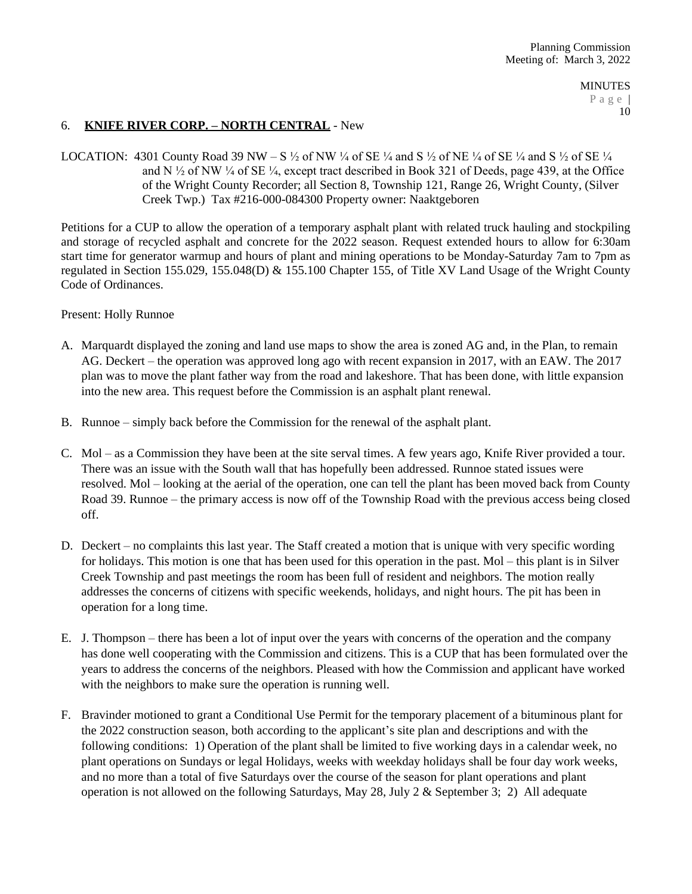6. **KNIFE RIVER CORP. – NORTH CENTRAL** - New

LOCATION: 4301 County Road 39 NW – S ½ of NW ¼ of SE ¼ and S ½ of NE ¼ of SE ¼ and S ½ of SE ¼ and N ½ of NW ¼ of SE ¼, except tract described in Book 321 of Deeds, page 439, at the Office of the Wright County Recorder; all Section 8, Township 121, Range 26, Wright County, (Silver Creek Twp.) Tax #216-000-084300 Property owner: Naaktgeboren

Petitions for a CUP to allow the operation of a temporary asphalt plant with related truck hauling and stockpiling and storage of recycled asphalt and concrete for the 2022 season. Request extended hours to allow for 6:30am start time for generator warmup and hours of plant and mining operations to be Monday-Saturday 7am to 7pm as regulated in Section 155.029, 155.048(D) & 155.100 Chapter 155, of Title XV Land Usage of the Wright County Code of Ordinances.

Present: Holly Runnoe

A. Marquardt displayed the zoning and land use maps to show the area is zoned AG and, in the Plan, to remain AG. Deckert – the operation was approved long ago with recent expansion in 2017, with an EAW. The 2017 plan was to move the plant father way from the road and lakeshore. That has been done, with little expansion into the new area. This request before the Commission is an asphalt plant renewal.

B. Runnoe – simply back before the Commission for the renewal of the asphalt plant.

C. Mol – as a Commission they have been at the site serval times. A few years ago, Knife River provided a tour. There was an issue with the South wall that has hopefully been addressed. Runnoe stated issues were resolved. Mol – looking at the aerial of the operation, one can tell the plant has been moved back from County Road 39. Runnoe – the primary access is now off of the Township Road with the previous access being closed off.

D. Deckert – no complaints this last year. The Staff created a motion that is unique with very specific wording for holidays. This motion is one that has been used for this operation in the past. Mol – this plant is in Silver Creek Township and past meetings the room has been full of resident and neighbors. The motion really addresses the concerns of citizens with specific weekends, holidays, and night hours. The pit has been in operation for a long time.

E. J. Thompson – there has been a lot of input over the years with concerns of the operation and the company has done well cooperating with the Commission and citizens. This is a CUP that has been formulated over the years to address the concerns of the neighbors. Pleased with how the Commission and applicant have worked with the neighbors to make sure the operation is running well.

F. Bravinder motioned to grant a Conditional Use Permit for the temporary placement of a bituminous plant for the 2022 construction season, both according to the applicant's site plan and descriptions and with the following conditions: 1) Operation of the plant shall be limited to five working days in a calendar week, no plant operations on Sundays or legal Holidays, weeks with weekday holidays shall be four day work weeks, and no more than a total of five Saturdays over the course of the season for plant operations and plant operation is not allowed on the following Saturdays, May 28, July 2 & September 3; 2) All adequate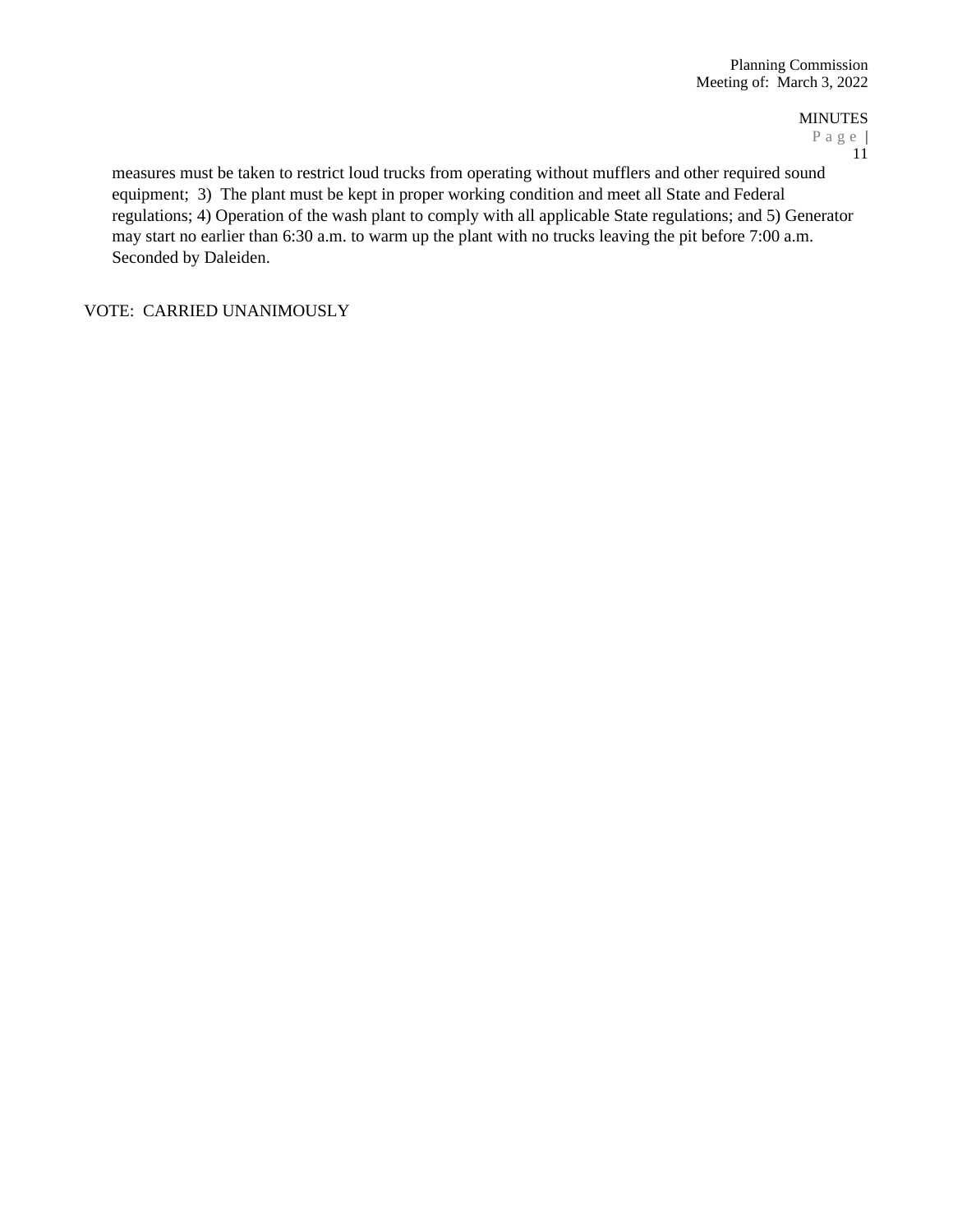measures must be taken to restrict loud trucks from operating without mufflers and other required sound equipment; 3) The plant must be kept in proper working condition and meet all State and Federal regulations; 4) Operation of the wash plant to comply with all applicable State regulations; and 5) Generator may start no earlier than 6:30 a.m. to warm up the plant with no trucks leaving the pit before 7:00 a.m. Seconded by Daleiden.

VOTE: CARRIED UNANIMOUSLY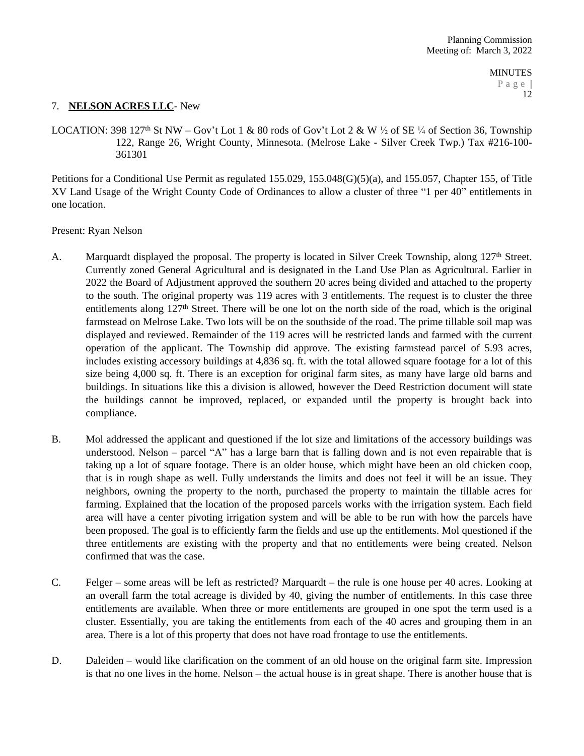7. **NELSON ACRES LLC**- New

LOCATION: 398 127th St NW – Gov't Lot 1 & 80 rods of Gov't Lot 2 & W ½ of SE ¼ of Section 36, Township 122, Range 26, Wright County, Minnesota. (Melrose Lake - Silver Creek Twp.) Tax #216-100-361301

Petitions for a Conditional Use Permit as regulated 155.029, 155.048(G)(5)(a), and 155.057, Chapter 155, of Title XV Land Usage of the Wright County Code of Ordinances to allow a cluster of three "1 per 40" entitlements in one location.

Present: Ryan Nelson

A. Marquardt displayed the proposal. The property is located in Silver Creek Township, along 127th Street. Currently zoned General Agricultural and is designated in the Land Use Plan as Agricultural. Earlier in 2022 the Board of Adjustment approved the southern 20 acres being divided and attached to the property to the south. The original property was 119 acres with 3 entitlements. The request is to cluster the three entitlements along 127th Street. There will be one lot on the north side of the road, which is the original farmstead on Melrose Lake. Two lots will be on the southside of the road. The prime tillable soil map was displayed and reviewed. Remainder of the 119 acres will be restricted lands and farmed with the current operation of the applicant. The Township did approve. The existing farmstead parcel of 5.93 acres, includes existing accessory buildings at 4,836 sq. ft. with the total allowed square footage for a lot of this size being 4,000 sq. ft. There is an exception for original farm sites, as many have large old barns and buildings. In situations like this a division is allowed, however the Deed Restriction document will state the buildings cannot be improved, replaced, or expanded until the property is brought back into compliance.

B. Mol addressed the applicant and questioned if the lot size and limitations of the accessory buildings was understood. Nelson – parcel "A" has a large barn that is falling down and is not even repairable that is taking up a lot of square footage. There is an older house, which might have been an old chicken coop, that is in rough shape as well. Fully understands the limits and does not feel it will be an issue. They neighbors, owning the property to the north, purchased the property to maintain the tillable acres for farming. Explained that the location of the proposed parcels works with the irrigation system. Each field area will have a center pivoting irrigation system and will be able to be run with how the parcels have been proposed. The goal is to efficiently farm the fields and use up the entitlements. Mol questioned if the three entitlements are existing with the property and that no entitlements were being created. Nelson confirmed that was the case.

C. Felger – some areas will be left as restricted? Marquardt – the rule is one house per 40 acres. Looking at an overall farm the total acreage is divided by 40, giving the number of entitlements. In this case three entitlements are available. When three or more entitlements are grouped in one spot the term used is a cluster. Essentially, you are taking the entitlements from each of the 40 acres and grouping them in an area. There is a lot of this property that does not have road frontage to use the entitlements.

D. Daleiden – would like clarification on the comment of an old house on the original farm site. Impression is that no one lives in the home. Nelson – the actual house is in great shape. There is another house that is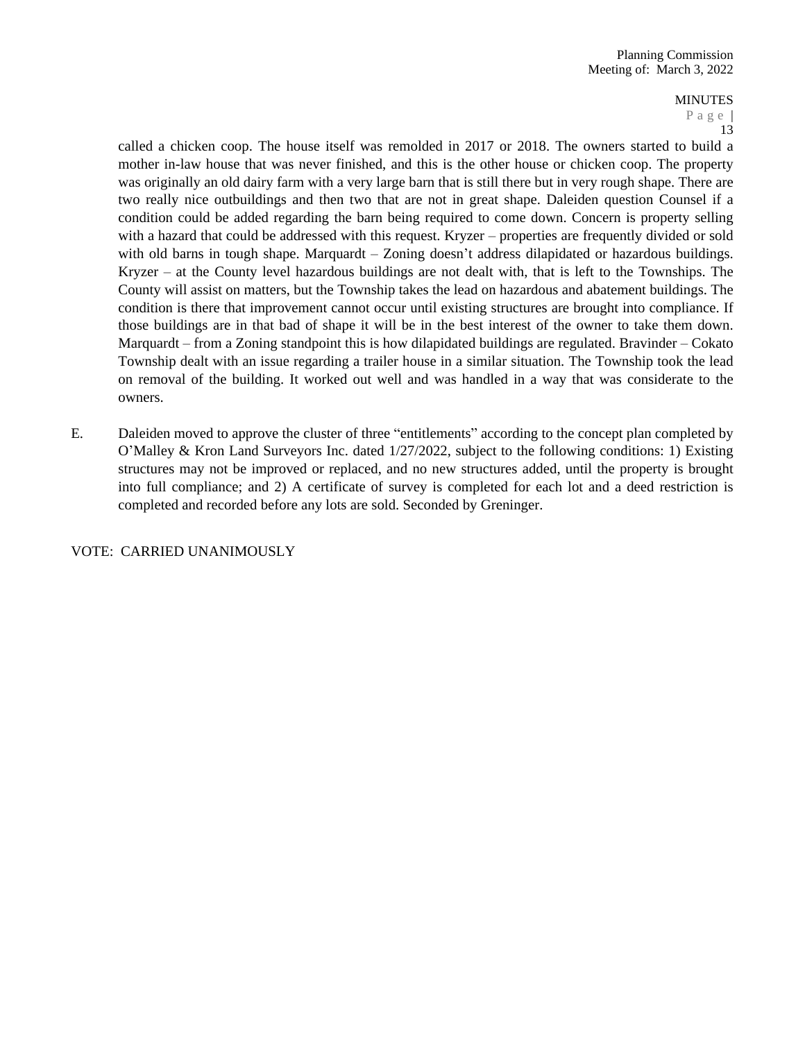called a chicken coop. The house itself was remolded in 2017 or 2018. The owners started to build a mother in-law house that was never finished, and this is the other house or chicken coop. The property was originally an old dairy farm with a very large barn that is still there but in very rough shape. There are two really nice outbuildings and then two that are not in great shape. Daleiden question Counsel if a condition could be added regarding the barn being required to come down. Concern is property selling with a hazard that could be addressed with this request. Kryzer – properties are frequently divided or sold with old barns in tough shape. Marquardt – Zoning doesn't address dilapidated or hazardous buildings. Kryzer – at the County level hazardous buildings are not dealt with, that is left to the Townships. The County will assist on matters, but the Township takes the lead on hazardous and abatement buildings. The condition is there that improvement cannot occur until existing structures are brought into compliance. If those buildings are in that bad of shape it will be in the best interest of the owner to take them down. Marquardt – from a Zoning standpoint this is how dilapidated buildings are regulated. Bravinder – Cokato Township dealt with an issue regarding a trailer house in a similar situation. The Township took the lead on removal of the building. It worked out well and was handled in a way that was considerate to the owners.

E. Daleiden moved to approve the cluster of three "entitlements" according to the concept plan completed by O'Malley & Kron Land Surveyors Inc. dated 1/27/2022, subject to the following conditions: 1) Existing structures may not be improved or replaced, and no new structures added, until the property is brought into full compliance; and 2) A certificate of survey is completed for each lot and a deed restriction is completed and recorded before any lots are sold. Seconded by Greninger.

VOTE: CARRIED UNANIMOUSLY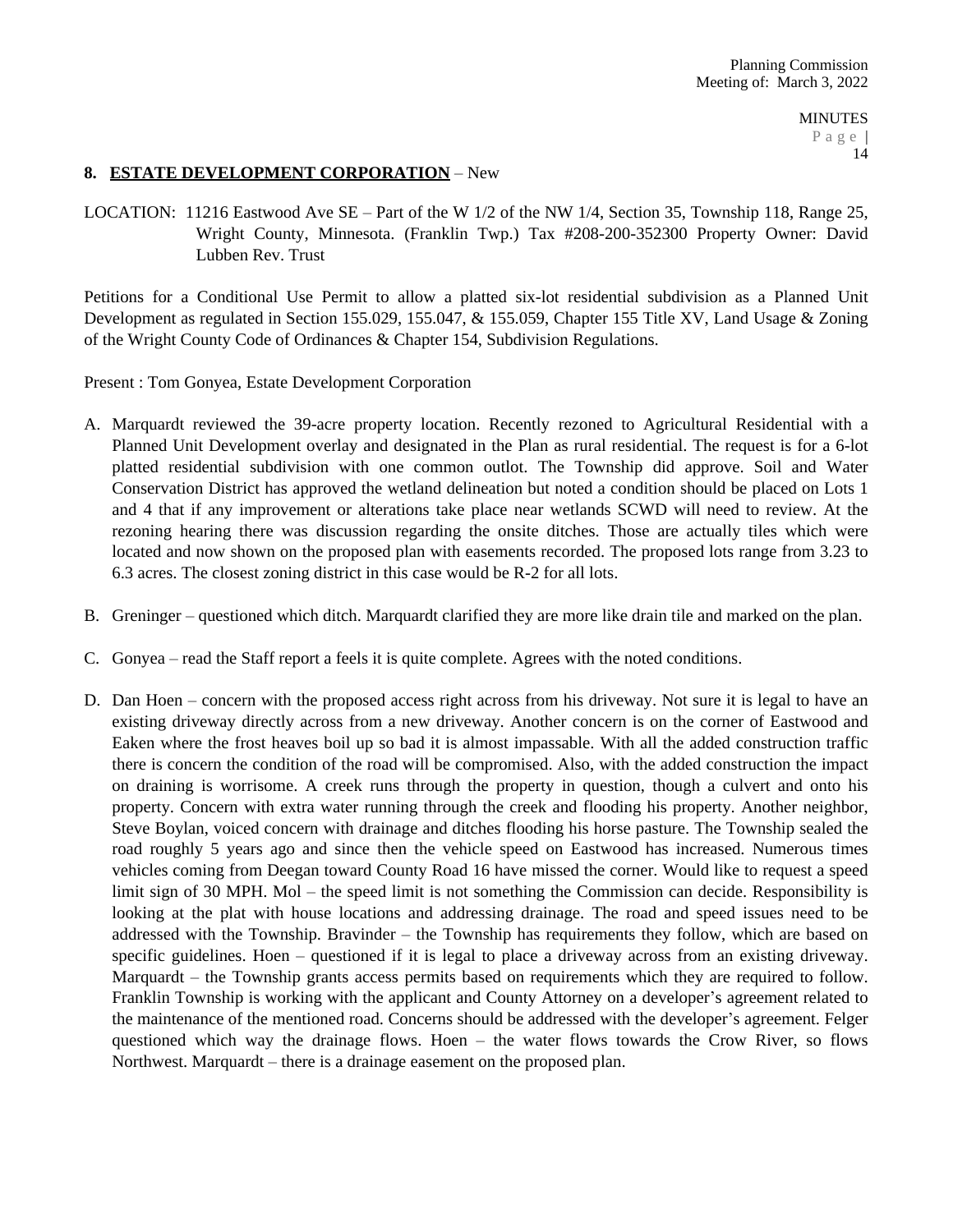## 8. **ESTATE DEVELOPMENT CORPORATION** – New

LOCATION: 11216 Eastwood Ave SE – Part of the W 1/2 of the NW 1/4, Section 35, Township 118, Range 25, Wright County, Minnesota. (Franklin Twp.) Tax #208-200-352300 Property Owner: David Lubben Rev. Trust

Petitions for a Conditional Use Permit to allow a platted six-lot residential subdivision as a Planned Unit Development as regulated in Section 155.029, 155.047, & 155.059, Chapter 155 Title XV, Land Usage & Zoning of the Wright County Code of Ordinances & Chapter 154, Subdivision Regulations.

Present : Tom Gonyea, Estate Development Corporation

A. Marquardt reviewed the 39-acre property location. Recently rezoned to Agricultural Residential with a Planned Unit Development overlay and designated in the Plan as rural residential. The request is for a 6-lot platted residential subdivision with one common outlot. The Township did approve. Soil and Water Conservation District has approved the wetland delineation but noted a condition should be placed on Lots 1 and 4 that if any improvement or alterations take place near wetlands SCWD will need to review. At the rezoning hearing there was discussion regarding the onsite ditches. Those are actually tiles which were located and now shown on the proposed plan with easements recorded. The proposed lots range from 3.23 to 6.3 acres. The closest zoning district in this case would be R-2 for all lots.

B. Greninger – questioned which ditch. Marquardt clarified they are more like drain tile and marked on the plan.

C. Gonyea – read the Staff report a feels it is quite complete. Agrees with the noted conditions.

D. Dan Hoen – concern with the proposed access right across from his driveway. Not sure it is legal to have an existing driveway directly across from a new driveway. Another concern is on the corner of Eastwood and Eaken where the frost heaves boil up so bad it is almost impassable. With all the added construction traffic there is concern the condition of the road will be compromised. Also, with the added construction the impact on draining is worrisome. A creek runs through the property in question, though a culvert and onto his property. Concern with extra water running through the creek and flooding his property. Another neighbor, Steve Boylan, voiced concern with drainage and ditches flooding his horse pasture. The Township sealed the road roughly 5 years ago and since then the vehicle speed on Eastwood has increased. Numerous times vehicles coming from Deegan toward County Road 16 have missed the corner. Would like to request a speed limit sign of 30 MPH. Mol – the speed limit is not something the Commission can decide. Responsibility is looking at the plat with house locations and addressing drainage. The road and speed issues need to be addressed with the Township. Bravinder – the Township has requirements they follow, which are based on specific guidelines. Hoen – questioned if it is legal to place a driveway across from an existing driveway. Marquardt – the Township grants access permits based on requirements which they are required to follow. Franklin Township is working with the applicant and County Attorney on a developer's agreement related to the maintenance of the mentioned road. Concerns should be addressed with the developer's agreement. Felger questioned which way the drainage flows. Hoen – the water flows towards the Crow River, so flows Northwest. Marquardt – there is a drainage easement on the proposed plan.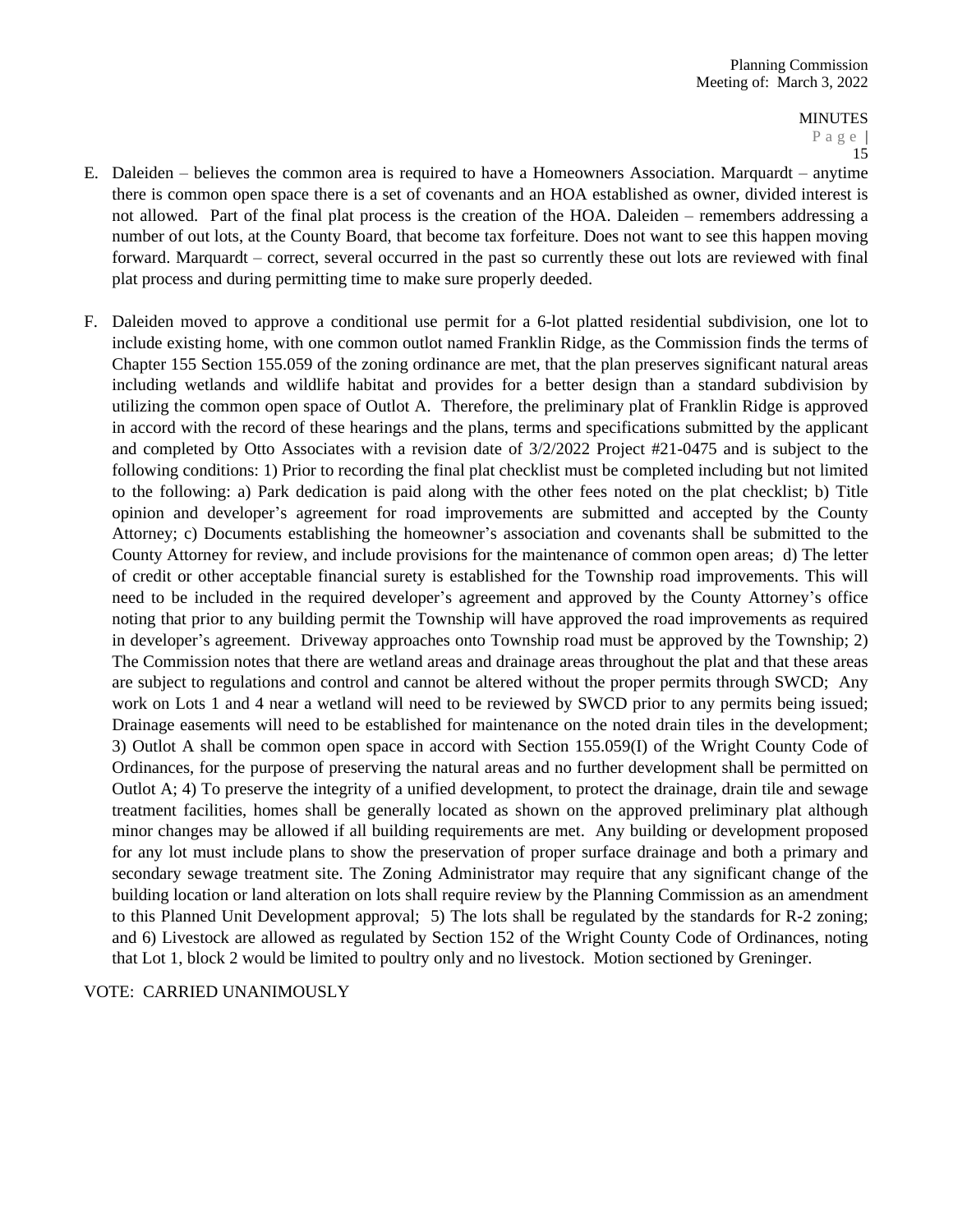E. Daleiden – believes the common area is required to have a Homeowners Association. Marquardt – anytime there is common open space there is a set of covenants and an HOA established as owner, divided interest is not allowed. Part of the final plat process is the creation of the HOA. Daleiden – remembers addressing a number of out lots, at the County Board, that become tax forfeiture. Does not want to see this happen moving forward. Marquardt – correct, several occurred in the past so currently these out lots are reviewed with final plat process and during permitting time to make sure properly deeded.

F. Daleiden moved to approve a conditional use permit for a 6-lot platted residential subdivision, one lot to include existing home, with one common outlot named Franklin Ridge, as the Commission finds the terms of Chapter 155 Section 155.059 of the zoning ordinance are met, that the plan preserves significant natural areas including wetlands and wildlife habitat and provides for a better design than a standard subdivision by utilizing the common open space of Outlot A. Therefore, the preliminary plat of Franklin Ridge is approved in accord with the record of these hearings and the plans, terms and specifications submitted by the applicant and completed by Otto Associates with a revision date of 3/2/2022 Project #21-0475 and is subject to the following conditions: 1) Prior to recording the final plat checklist must be completed including but not limited to the following: a) Park dedication is paid along with the other fees noted on the plat checklist; b) Title opinion and developer's agreement for road improvements are submitted and accepted by the County Attorney; c) Documents establishing the homeowner's association and covenants shall be submitted to the County Attorney for review, and include provisions for the maintenance of common open areas; d) The letter of credit or other acceptable financial surety is established for the Township road improvements. This will need to be included in the required developer's agreement and approved by the County Attorney's office noting that prior to any building permit the Township will have approved the road improvements as required in developer's agreement. Driveway approaches onto Township road must be approved by the Township; 2) The Commission notes that there are wetland areas and drainage areas throughout the plat and that these areas are subject to regulations and control and cannot be altered without the proper permits through SWCD; Any work on Lots 1 and 4 near a wetland will need to be reviewed by SWCD prior to any permits being issued; Drainage easements will need to be established for maintenance on the noted drain tiles in the development; 3) Outlot A shall be common open space in accord with Section 155.059(I) of the Wright County Code of Ordinances, for the purpose of preserving the natural areas and no further development shall be permitted on Outlot A; 4) To preserve the integrity of a unified development, to protect the drainage, drain tile and sewage treatment facilities, homes shall be generally located as shown on the approved preliminary plat although minor changes may be allowed if all building requirements are met. Any building or development proposed for any lot must include plans to show the preservation of proper surface drainage and both a primary and secondary sewage treatment site. The Zoning Administrator may require that any significant change of the building location or land alteration on lots shall require review by the Planning Commission as an amendment to this Planned Unit Development approval; 5) The lots shall be regulated by the standards for R-2 zoning; and 6) Livestock are allowed as regulated by Section 152 of the Wright County Code of Ordinances, noting that Lot 1, block 2 would be limited to poultry only and no livestock. Motion sectioned by Greninger.

VOTE: CARRIED UNANIMOUSLY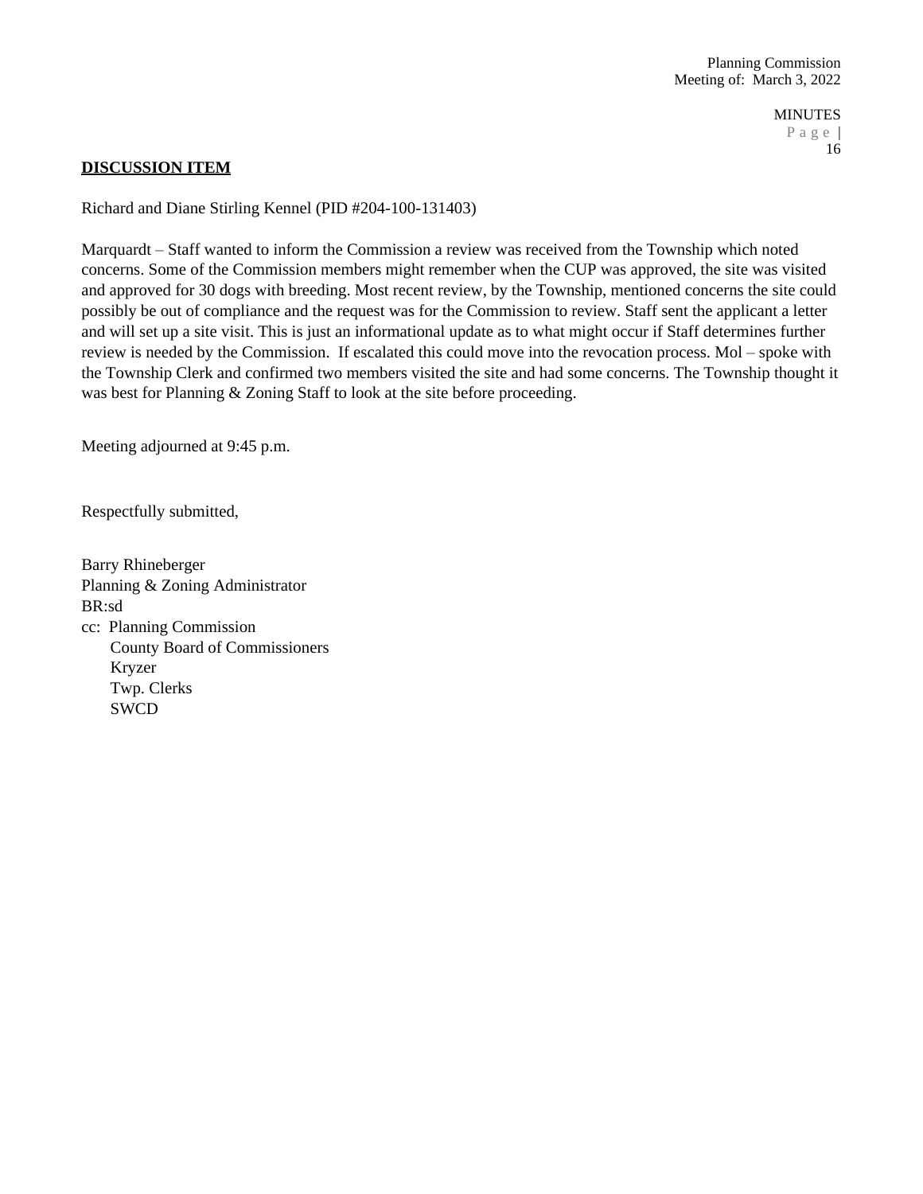**DISCUSSION ITEM**

Richard and Diane Stirling Kennel (PID #204-100-131403)

Marquardt – Staff wanted to inform the Commission a review was received from the Township which noted concerns. Some of the Commission members might remember when the CUP was approved, the site was visited and approved for 30 dogs with breeding. Most recent review, by the Township, mentioned concerns the site could possibly be out of compliance and the request was for the Commission to review. Staff sent the applicant a letter and will set up a site visit. This is just an informational update as to what might occur if Staff determines further review is needed by the Commission. If escalated this could move into the revocation process. Mol – spoke with the Township Clerk and confirmed two members visited the site and had some concerns. The Township thought it was best for Planning & Zoning Staff to look at the site before proceeding.

Meeting adjourned at 9:45 p.m.

Respectfully submitted,

Barry Rhineberger
Planning & Zoning Administrator
BR:sd
cc: Planning Commission
County Board of Commissioners
Kryzer
Twp. Clerks
SWCD